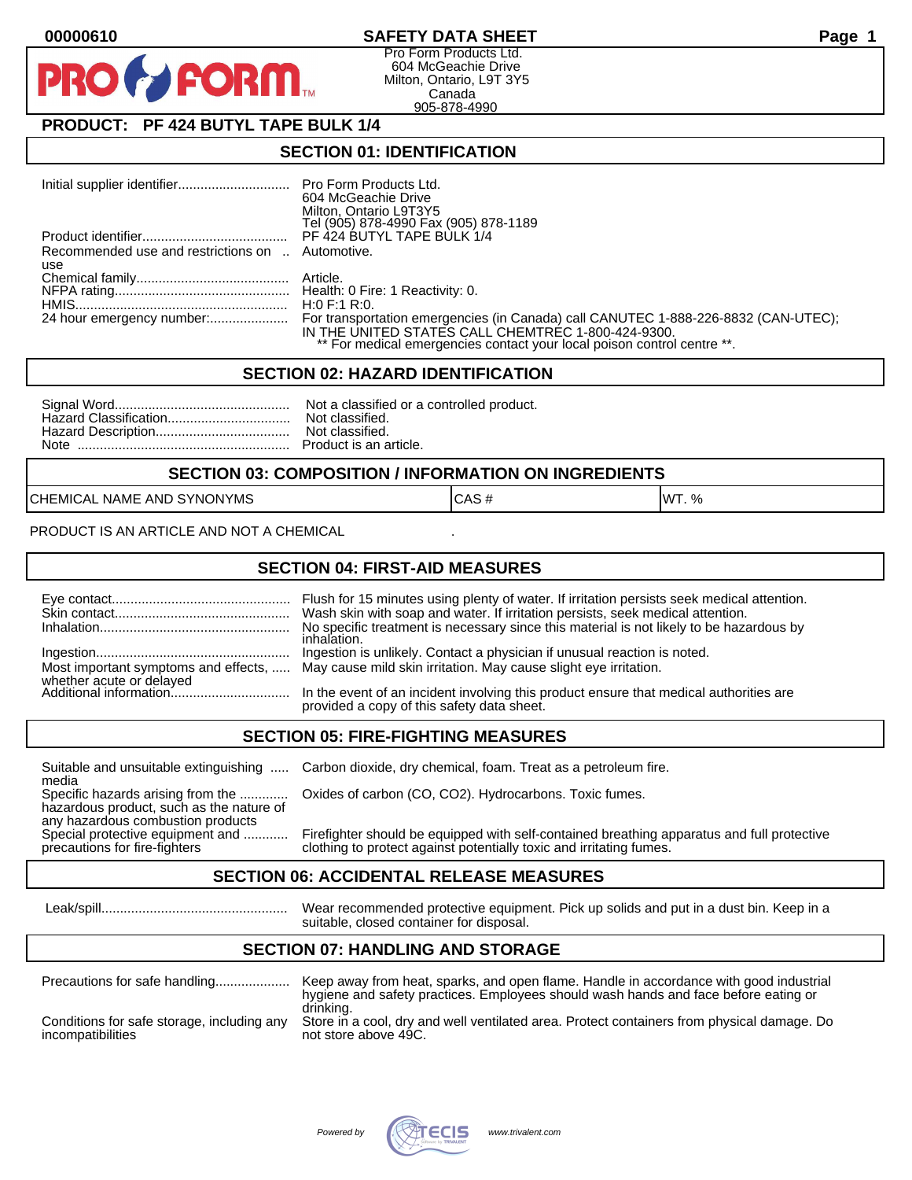00000610

# SAFETY DATA SHEET

Pro Form Products Ltd.
604 McGeachie Drive
Milton, Ontario, L9T 3Y5
Canada
905-878-4990

## PRODUCT: PF 424 BUTYL TAPE BULK 1/4

## SECTION 01: IDENTIFICATION

| | |
|---|---|
| Initial supplier identifier | Pro Form Products Ltd.<br>604 McGeachie Drive<br>Milton, Ontario L9T3Y5<br>Tel (905) 878-4990 Fax (905) 878-1189 |
| Product identifier | PF 424 BUTYL TAPE BULK 1/4 |
| Recommended use and restrictions on use | Automotive. |
| Chemical family | Article. |
| NFPA rating | Health: 0 Fire: 1 Reactivity: 0. |
| HMIS | H:0 F:1 R:0. |
| 24 hour emergency number: | For transportation emergencies (in Canada) call CANUTEC 1-888-226-8832 (CAN-UTEC); IN THE UNITED STATES CALL CHEMTREC 1-800-424-9300.<br>** For medical emergencies contact your local poison control centre **. |

## SECTION 02: HAZARD IDENTIFICATION

| | |
|---|---|
| Signal Word | Not a classified or a controlled product. |
| Hazard Classification | Not classified. |
| Hazard Description | Not classified. |
| Note | Product is an article. |

## SECTION 03: COMPOSITION / INFORMATION ON INGREDIENTS

| CHEMICAL NAME AND SYNONYMS | CAS # | WT. % |
|---|---|---|

PRODUCT IS AN ARTICLE AND NOT A CHEMICAL .

## SECTION 04: FIRST-AID MEASURES

| | |
|---|---|
| Eye contact | Flush for 15 minutes using plenty of water. If irritation persists seek medical attention. |
| Skin contact | Wash skin with soap and water. If irritation persists, seek medical attention. |
| Inhalation | No specific treatment is necessary since this material is not likely to be hazardous by inhalation. |
| Ingestion | Ingestion is unlikely. Contact a physician if unusual reaction is noted. |
| Most important symptoms and effects, whether acute or delayed | May cause mild skin irritation. May cause slight eye irritation. |
| Additional information | In the event of an incident involving this product ensure that medical authorities are provided a copy of this safety data sheet. |

## SECTION 05: FIRE-FIGHTING MEASURES

| | |
|---|---|
| Suitable and unsuitable extinguishing media | Carbon dioxide, dry chemical, foam. Treat as a petroleum fire. |
| Specific hazards arising from the hazardous product, such as the nature of any hazardous combustion products | Oxides of carbon (CO, CO2). Hydrocarbons. Toxic fumes. |
| Special protective equipment and precautions for fire-fighters | Firefighter should be equipped with self-contained breathing apparatus and full protective clothing to protect against potentially toxic and irritating fumes. |

## SECTION 06: ACCIDENTAL RELEASE MEASURES

| | |
|---|---|
| Leak/spill | Wear recommended protective equipment. Pick up solids and put in a dust bin. Keep in a suitable, closed container for disposal. |

## SECTION 07: HANDLING AND STORAGE

| | |
|---|---|
| Precautions for safe handling | Keep away from heat, sparks, and open flame. Handle in accordance with good industrial hygiene and safety practices. Employees should wash hands and face before eating or drinking. |
| Conditions for safe storage, including any incompatibilities | Store in a cool, dry and well ventilated area. Protect containers from physical damage. Do not store above 49C. |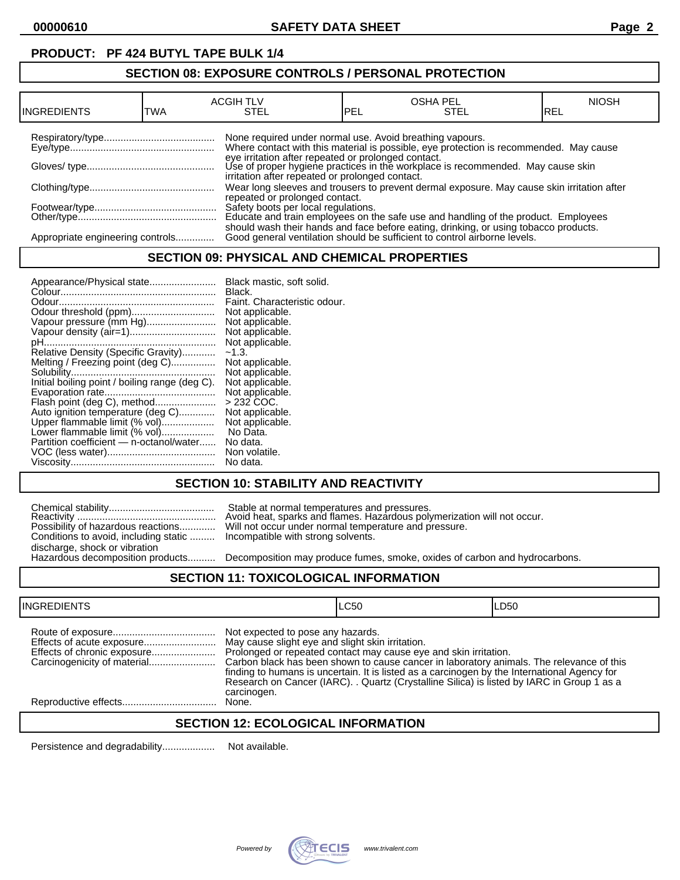**PRODUCT: PF 424 BUTYL TAPE BULK 1/4**

## SECTION 08: EXPOSURE CONTROLS / PERSONAL PROTECTION

| INGREDIENTS | ACGIH TLV TWA | ACGIH TLV STEL | OSHA PEL PEL | OSHA PEL STEL | NIOSH REL |
|---|---|---|---|---|---|

Respiratory/type........................................ None required under normal use. Avoid breathing vapours.

Eye/type................................................... Where contact with this material is possible, eye protection is recommended. May cause eye irritation after repeated or prolonged contact.

Gloves/ type............................................. Use of proper hygiene practices in the workplace is recommended. May cause skin irritation after repeated or prolonged contact.

Clothing/type............................................ Wear long sleeves and trousers to prevent dermal exposure. May cause skin irritation after repeated or prolonged contact.

Footwear/type........................................... Safety boots per local regulations.

Other/type................................................. Educate and train employees on the safe use and handling of the product. Employees should wash their hands and face before eating, drinking, or using tobacco products.

Appropriate engineering controls............. Good general ventilation should be sufficient to control airborne levels.

## SECTION 09: PHYSICAL AND CHEMICAL PROPERTIES

Appearance/Physical state........................ Black mastic, soft solid.
Colour....................................................... Black.
Odour........................................................ Faint. Characteristic odour.
Odour threshold (ppm)............................. Not applicable.
Vapour pressure (mm Hg)......................... Not applicable.
Vapour density (air=1).............................. Not applicable.
pH............................................................. Not applicable.
Relative Density (Specific Gravity)............ ~1.3.
Melting / Freezing point (deg C)................ Not applicable.
Solubility.................................................. Not applicable.
Initial boiling point / boiling range (deg C). Not applicable.
Evaporation rate....................................... Not applicable.
Flash point (deg C), method...................... > 232 COC.
Auto ignition temperature (deg C)............ Not applicable.
Upper flammable limit (% vol).................. Not applicable.
Lower flammable limit (% vol).................. No Data.
Partition coefficient — n-octanol/water...... No data.
VOC (less water)...................................... Non volatile.
Viscosity................................................... No data.

## SECTION 10: STABILITY AND REACTIVITY

Chemical stability...................................... Stable at normal temperatures and pressures.
Reactivity ................................................. Avoid heat, sparks and flames. Hazardous polymerization will not occur.
Possibility of hazardous reactions............. Will not occur under normal temperature and pressure.
Conditions to avoid, including static discharge, shock or vibration ......... Incompatible with strong solvents.
Hazardous decomposition products.......... Decomposition may produce fumes, smoke, oxides of carbon and hydrocarbons.

## SECTION 11: TOXICOLOGICAL INFORMATION

| INGREDIENTS | LC50 | LD50 |
|---|---|---|

Route of exposure.................................... Not expected to pose any hazards.
Effects of acute exposure.......................... May cause slight eye and slight skin irritation.
Effects of chronic exposure....................... Prolonged or repeated contact may cause eye and skin irritation.
Carcinogenicity of material........................ Carbon black has been shown to cause cancer in laboratory animals. The relevance of this finding to humans is uncertain. It is listed as a carcinogen by the International Agency for Research on Cancer (IARC). . Quartz (Crystalline Silica) is listed by IARC in Group 1 as a carcinogen.
Reproductive effects................................. None.

## SECTION 12: ECOLOGICAL INFORMATION

Persistence and degradability................... Not available.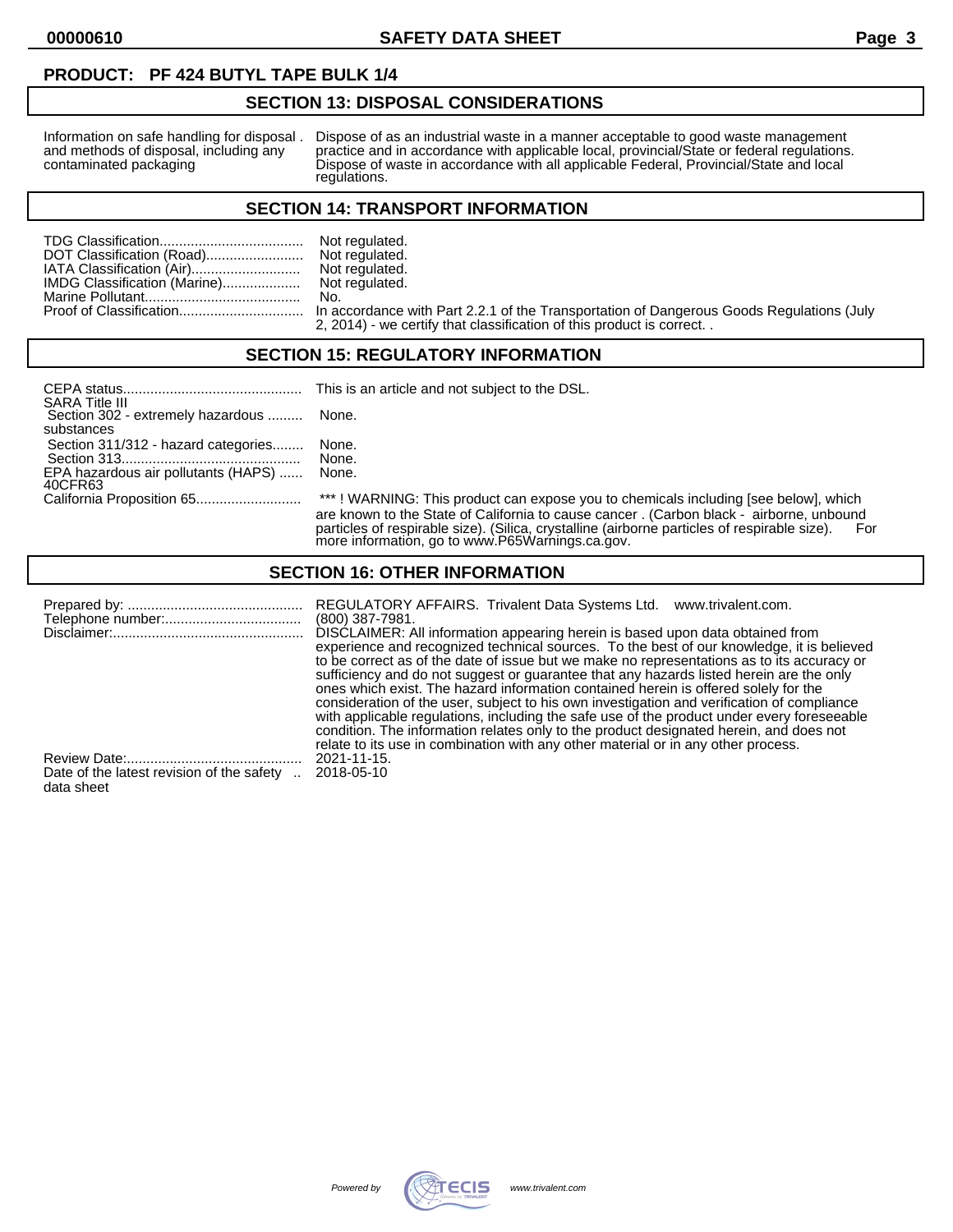**PRODUCT: PF 424 BUTYL TAPE BULK 1/4**

## SECTION 13: DISPOSAL CONSIDERATIONS

| | |
|---|---|
| Information on safe handling for disposal and methods of disposal, including any contaminated packaging | Dispose of as an industrial waste in a manner acceptable to good waste management practice and in accordance with applicable local, provincial/State or federal regulations. Dispose of waste in accordance with all applicable Federal, Provincial/State and local regulations. |

## SECTION 14: TRANSPORT INFORMATION

| | |
|---|---|
| TDG Classification | Not regulated. |
| DOT Classification (Road) | Not regulated. |
| IATA Classification (Air) | Not regulated. |
| IMDG Classification (Marine) | Not regulated. |
| Marine Pollutant | No. |
| Proof of Classification | In accordance with Part 2.2.1 of the Transportation of Dangerous Goods Regulations (July 2, 2014) - we certify that classification of this product is correct. . |

## SECTION 15: REGULATORY INFORMATION

| | |
|---|---|
| CEPA status | This is an article and not subject to the DSL. |
| SARA Title III | |
| Section 302 - extremely hazardous substances | None. |
| Section 311/312 - hazard categories | None. |
| Section 313 | None. |
| EPA hazardous air pollutants (HAPS) 40CFR63 | None. |
| California Proposition 65 | *** ! WARNING: This product can expose you to chemicals including [see below], which are known to the State of California to cause cancer . (Carbon black - airborne, unbound particles of respirable size). (Silica, crystalline (airborne particles of respirable size). For more information, go to www.P65Warnings.ca.gov. |

## SECTION 16: OTHER INFORMATION

| | |
|---|---|
| Prepared by: | REGULATORY AFFAIRS. Trivalent Data Systems Ltd. www.trivalent.com. |
| Telephone number: | (800) 387-7981. |
| Disclaimer: | DISCLAIMER: All information appearing herein is based upon data obtained from experience and recognized technical sources. To the best of our knowledge, it is believed to be correct as of the date of issue but we make no representations as to its accuracy or sufficiency and do not suggest or guarantee that any hazards listed herein are the only ones which exist. The hazard information contained herein is offered solely for the consideration of the user, subject to his own investigation and verification of compliance with applicable regulations, including the safe use of the product under every foreseeable condition. The information relates only to the product designated herein, and does not relate to its use in combination with any other material or in any other process. |
| Review Date: | 2021-11-15. |
| Date of the latest revision of the safety data sheet | 2018-05-10 |